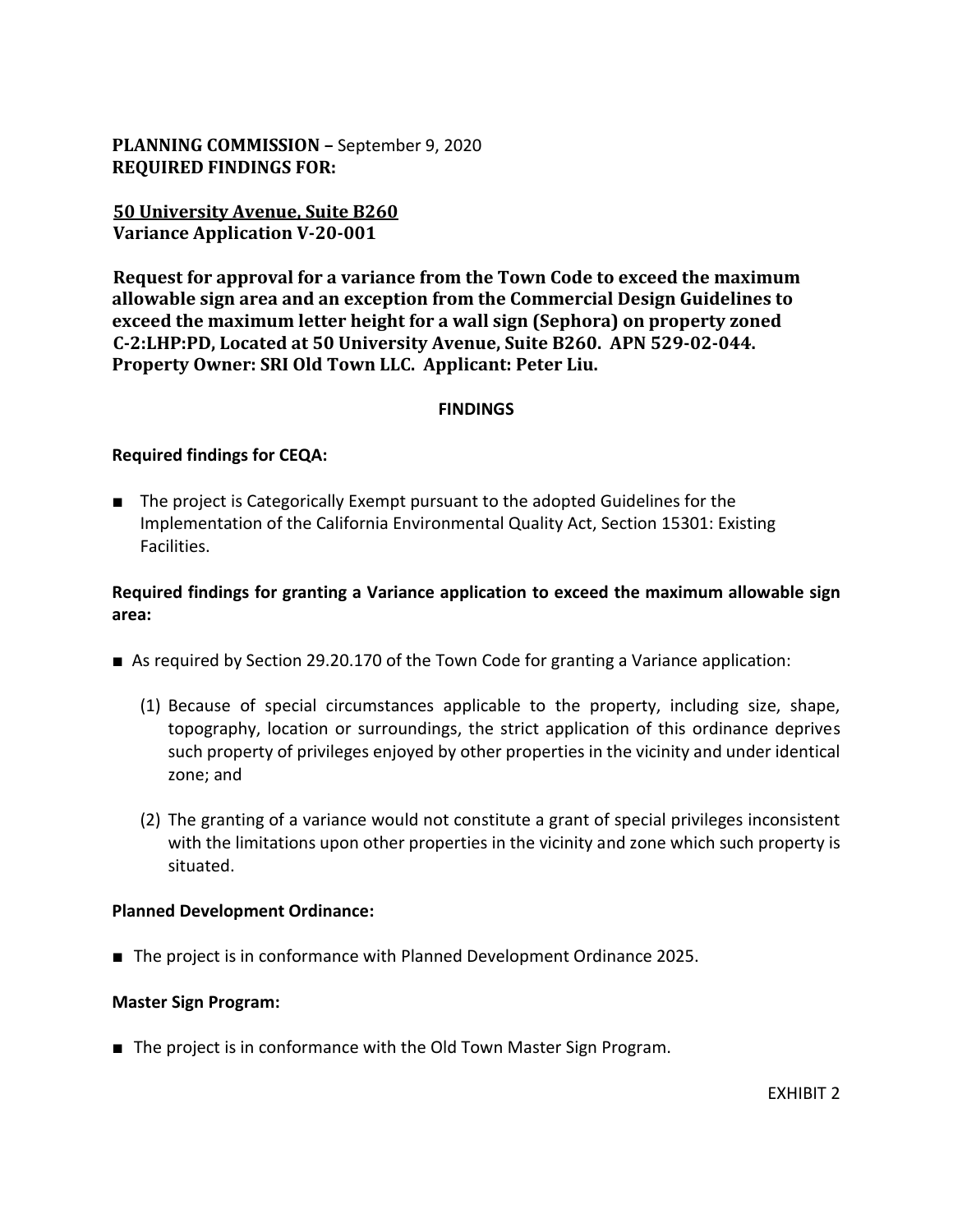**PLANNING COMMISSION –** September 9, 2020
**REQUIRED FINDINGS FOR:**

**50 University Avenue, Suite B260**
**Variance Application V-20-001**

**Request for approval for a variance from the Town Code to exceed the maximum allowable sign area and an exception from the Commercial Design Guidelines to exceed the maximum letter height for a wall sign (Sephora) on property zoned C-2:LHP:PD, Located at 50 University Avenue, Suite B260. APN 529-02-044. Property Owner: SRI Old Town LLC. Applicant: Peter Liu.**

**FINDINGS**

**Required findings for CEQA:**

■ The project is Categorically Exempt pursuant to the adopted Guidelines for the Implementation of the California Environmental Quality Act, Section 15301: Existing Facilities.

**Required findings for granting a Variance application to exceed the maximum allowable sign area:**

■ As required by Section 29.20.170 of the Town Code for granting a Variance application:

(1) Because of special circumstances applicable to the property, including size, shape, topography, location or surroundings, the strict application of this ordinance deprives such property of privileges enjoyed by other properties in the vicinity and under identical zone; and

(2) The granting of a variance would not constitute a grant of special privileges inconsistent with the limitations upon other properties in the vicinity and zone which such property is situated.

**Planned Development Ordinance:**

■ The project is in conformance with Planned Development Ordinance 2025.

**Master Sign Program:**

■ The project is in conformance with the Old Town Master Sign Program.

EXHIBIT 2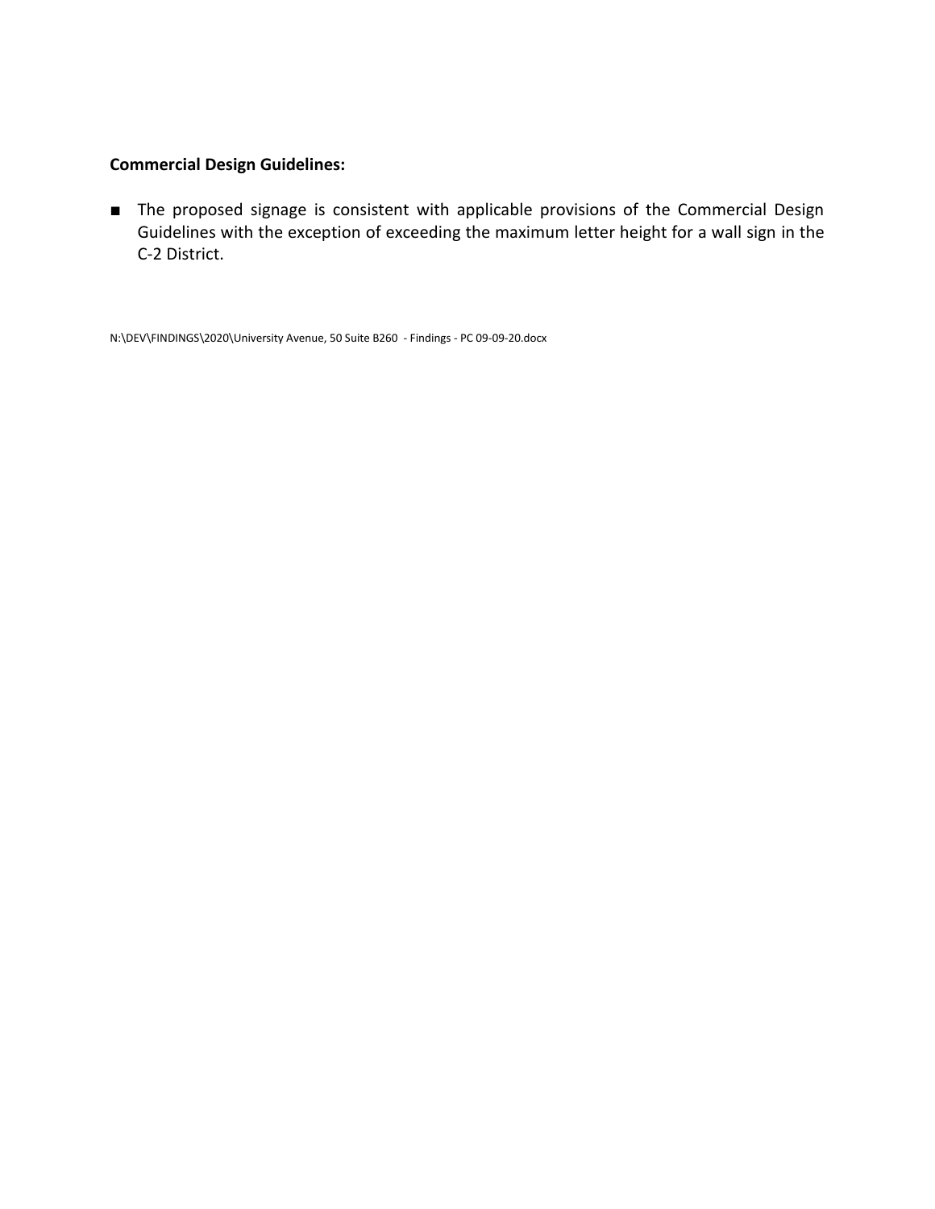**Commercial Design Guidelines:**

- The proposed signage is consistent with applicable provisions of the Commercial Design Guidelines with the exception of exceeding the maximum letter height for a wall sign in the C-2 District.

N:\DEV\FINDINGS\2020\University Avenue, 50 Suite B260 - Findings - PC 09-09-20.docx